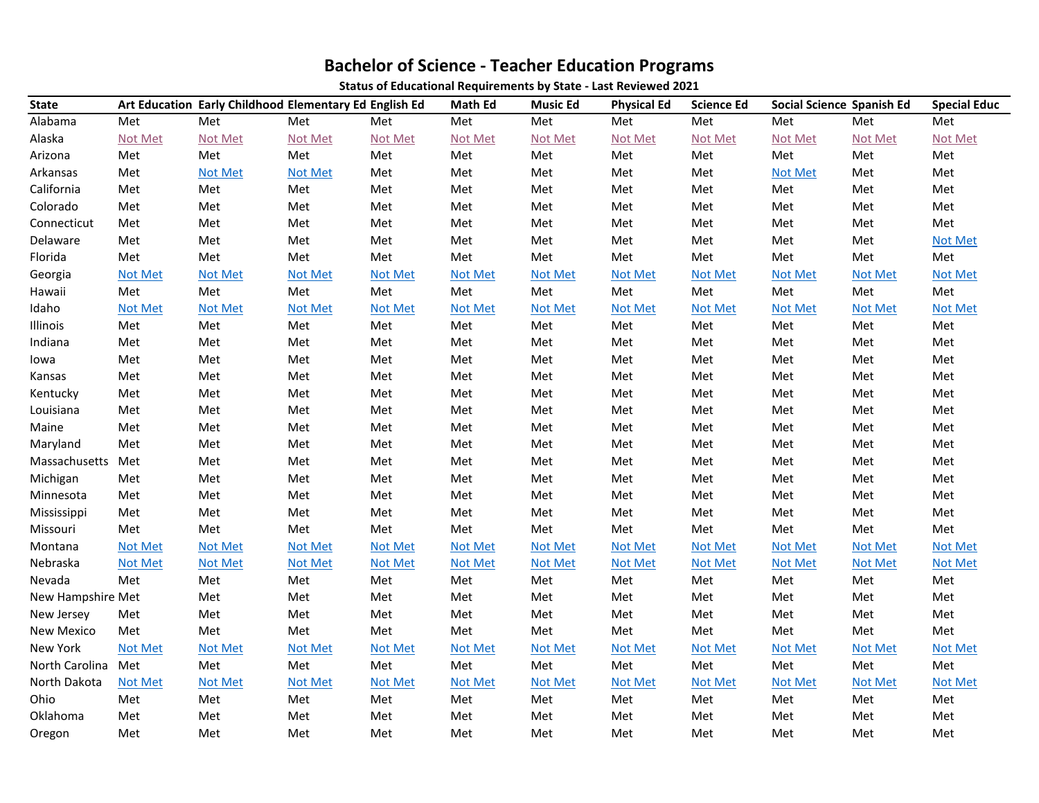# Bachelor of Science - Teacher Education Programs

**Status of Educational Requirements by State - Last Reviewed 2021**

| State | Art Education | Early Childhood | Elementary Ed | English Ed | Math Ed | Music Ed | Physical Ed | Science Ed | Social Science | Spanish Ed | Special Educ |
|---|---|---|---|---|---|---|---|---|---|---|---|
| Alabama | Met | Met | Met | Met | Met | Met | Met | Met | Met | Met | Met |
| Alaska | Not Met | Not Met | Not Met | Not Met | Not Met | Not Met | Not Met | Not Met | Not Met | Not Met | Not Met |
| Arizona | Met | Met | Met | Met | Met | Met | Met | Met | Met | Met | Met |
| Arkansas | Met | Not Met | Not Met | Met | Met | Met | Met | Met | Not Met | Met | Met |
| California | Met | Met | Met | Met | Met | Met | Met | Met | Met | Met | Met |
| Colorado | Met | Met | Met | Met | Met | Met | Met | Met | Met | Met | Met |
| Connecticut | Met | Met | Met | Met | Met | Met | Met | Met | Met | Met | Met |
| Delaware | Met | Met | Met | Met | Met | Met | Met | Met | Met | Met | Not Met |
| Florida | Met | Met | Met | Met | Met | Met | Met | Met | Met | Met | Met |
| Georgia | Not Met | Not Met | Not Met | Not Met | Not Met | Not Met | Not Met | Not Met | Not Met | Not Met | Not Met |
| Hawaii | Met | Met | Met | Met | Met | Met | Met | Met | Met | Met | Met |
| Idaho | Not Met | Not Met | Not Met | Not Met | Not Met | Not Met | Not Met | Not Met | Not Met | Not Met | Not Met |
| Illinois | Met | Met | Met | Met | Met | Met | Met | Met | Met | Met | Met |
| Indiana | Met | Met | Met | Met | Met | Met | Met | Met | Met | Met | Met |
| Iowa | Met | Met | Met | Met | Met | Met | Met | Met | Met | Met | Met |
| Kansas | Met | Met | Met | Met | Met | Met | Met | Met | Met | Met | Met |
| Kentucky | Met | Met | Met | Met | Met | Met | Met | Met | Met | Met | Met |
| Louisiana | Met | Met | Met | Met | Met | Met | Met | Met | Met | Met | Met |
| Maine | Met | Met | Met | Met | Met | Met | Met | Met | Met | Met | Met |
| Maryland | Met | Met | Met | Met | Met | Met | Met | Met | Met | Met | Met |
| Massachusetts | Met | Met | Met | Met | Met | Met | Met | Met | Met | Met | Met |
| Michigan | Met | Met | Met | Met | Met | Met | Met | Met | Met | Met | Met |
| Minnesota | Met | Met | Met | Met | Met | Met | Met | Met | Met | Met | Met |
| Mississippi | Met | Met | Met | Met | Met | Met | Met | Met | Met | Met | Met |
| Missouri | Met | Met | Met | Met | Met | Met | Met | Met | Met | Met | Met |
| Montana | Not Met | Not Met | Not Met | Not Met | Not Met | Not Met | Not Met | Not Met | Not Met | Not Met | Not Met |
| Nebraska | Not Met | Not Met | Not Met | Not Met | Not Met | Not Met | Not Met | Not Met | Not Met | Not Met | Not Met |
| Nevada | Met | Met | Met | Met | Met | Met | Met | Met | Met | Met | Met |
| New Hampshire | Met | Met | Met | Met | Met | Met | Met | Met | Met | Met | Met |
| New Jersey | Met | Met | Met | Met | Met | Met | Met | Met | Met | Met | Met |
| New Mexico | Met | Met | Met | Met | Met | Met | Met | Met | Met | Met | Met |
| New York | Not Met | Not Met | Not Met | Not Met | Not Met | Not Met | Not Met | Not Met | Not Met | Not Met | Not Met |
| North Carolina | Met | Met | Met | Met | Met | Met | Met | Met | Met | Met | Met |
| North Dakota | Not Met | Not Met | Not Met | Not Met | Not Met | Not Met | Not Met | Not Met | Not Met | Not Met | Not Met |
| Ohio | Met | Met | Met | Met | Met | Met | Met | Met | Met | Met | Met |
| Oklahoma | Met | Met | Met | Met | Met | Met | Met | Met | Met | Met | Met |
| Oregon | Met | Met | Met | Met | Met | Met | Met | Met | Met | Met | Met |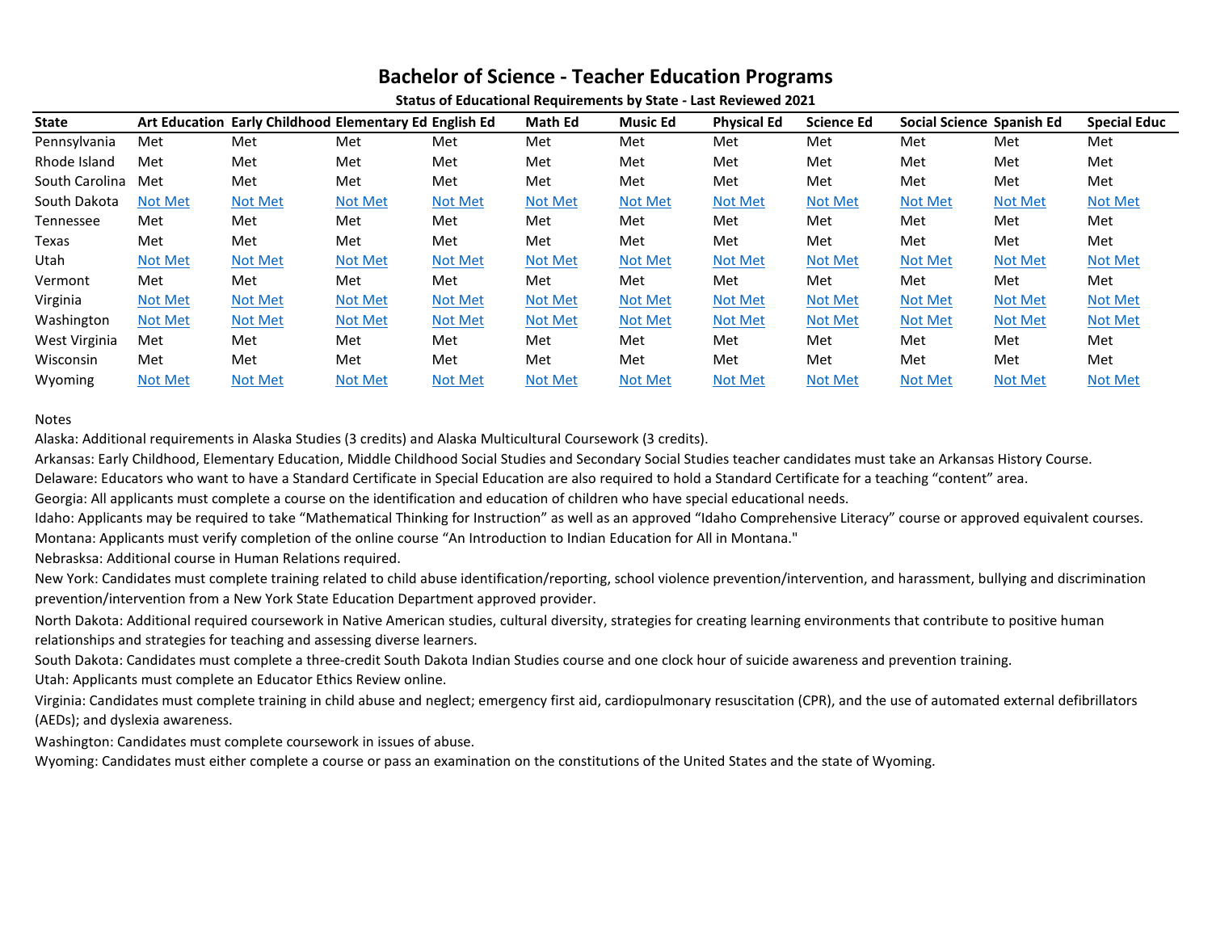# Bachelor of Science - Teacher Education Programs

**Status of Educational Requirements by State - Last Reviewed 2021**

| State | Art Education | Early Childhood | Elementary Ed | English Ed | Math Ed | Music Ed | Physical Ed | Science Ed | Social Science | Spanish Ed | Special Educ |
|---|---|---|---|---|---|---|---|---|---|---|---|
| Pennsylvania | Met | Met | Met | Met | Met | Met | Met | Met | Met | Met | Met |
| Rhode Island | Met | Met | Met | Met | Met | Met | Met | Met | Met | Met | Met |
| South Carolina | Met | Met | Met | Met | Met | Met | Met | Met | Met | Met | Met |
| South Dakota | Not Met | Not Met | Not Met | Not Met | Not Met | Not Met | Not Met | Not Met | Not Met | Not Met | Not Met |
| Tennessee | Met | Met | Met | Met | Met | Met | Met | Met | Met | Met | Met |
| Texas | Met | Met | Met | Met | Met | Met | Met | Met | Met | Met | Met |
| Utah | Not Met | Not Met | Not Met | Not Met | Not Met | Not Met | Not Met | Not Met | Not Met | Not Met | Not Met |
| Vermont | Met | Met | Met | Met | Met | Met | Met | Met | Met | Met | Met |
| Virginia | Not Met | Not Met | Not Met | Not Met | Not Met | Not Met | Not Met | Not Met | Not Met | Not Met | Not Met |
| Washington | Not Met | Not Met | Not Met | Not Met | Not Met | Not Met | Not Met | Not Met | Not Met | Not Met | Not Met |
| West Virginia | Met | Met | Met | Met | Met | Met | Met | Met | Met | Met | Met |
| Wisconsin | Met | Met | Met | Met | Met | Met | Met | Met | Met | Met | Met |
| Wyoming | Not Met | Not Met | Not Met | Not Met | Not Met | Not Met | Not Met | Not Met | Not Met | Not Met | Not Met |

Notes

Alaska: Additional requirements in Alaska Studies (3 credits) and Alaska Multicultural Coursework (3 credits).

Arkansas: Early Childhood, Elementary Education, Middle Childhood Social Studies and Secondary Social Studies teacher candidates must take an Arkansas History Course.

Delaware: Educators who want to have a Standard Certificate in Special Education are also required to hold a Standard Certificate for a teaching "content" area.

Georgia: All applicants must complete a course on the identification and education of children who have special educational needs.

Idaho: Applicants may be required to take "Mathematical Thinking for Instruction" as well as an approved "Idaho Comprehensive Literacy" course or approved equivalent courses.

Montana: Applicants must verify completion of the online course "An Introduction to Indian Education for All in Montana."

Nebrasksa: Additional course in Human Relations required.

New York: Candidates must complete training related to child abuse identification/reporting, school violence prevention/intervention, and harassment, bullying and discrimination prevention/intervention from a New York State Education Department approved provider.

North Dakota: Additional required coursework in Native American studies, cultural diversity, strategies for creating learning environments that contribute to positive human relationships and strategies for teaching and assessing diverse learners.

South Dakota: Candidates must complete a three-credit South Dakota Indian Studies course and one clock hour of suicide awareness and prevention training.

Utah: Applicants must complete an Educator Ethics Review online.

Virginia: Candidates must complete training in child abuse and neglect; emergency first aid, cardiopulmonary resuscitation (CPR), and the use of automated external defibrillators (AEDs); and dyslexia awareness.

Washington: Candidates must complete coursework in issues of abuse.

Wyoming: Candidates must either complete a course or pass an examination on the constitutions of the United States and the state of Wyoming.